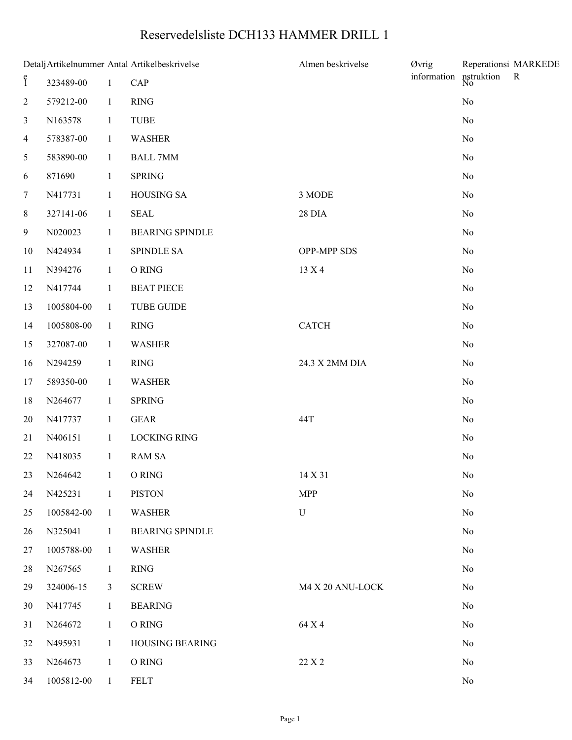# Reservedelsliste DCH133 HAMMER DRILL 1

| Detalje | Artikelnummer | Antal | Artikelbeskrivelse | Almen beskrivelse | Øvrig information | Reperationsinstruktion | MARKEDER |
|---|---|---|---|---|---|---|---|
| 1 | 323489-00 | 1 | CAP | | | No | |
| 2 | 579212-00 | 1 | RING | | | No | |
| 3 | N163578 | 1 | TUBE | | | No | |
| 4 | 578387-00 | 1 | WASHER | | | No | |
| 5 | 583890-00 | 1 | BALL 7MM | | | No | |
| 6 | 871690 | 1 | SPRING | | | No | |
| 7 | N417731 | 1 | HOUSING SA | 3 MODE | | No | |
| 8 | 327141-06 | 1 | SEAL | 28 DIA | | No | |
| 9 | N020023 | 1 | BEARING SPINDLE | | | No | |
| 10 | N424934 | 1 | SPINDLE SA | OPP-MPP SDS | | No | |
| 11 | N394276 | 1 | O RING | 13 X 4 | | No | |
| 12 | N417744 | 1 | BEAT PIECE | | | No | |
| 13 | 1005804-00 | 1 | TUBE GUIDE | | | No | |
| 14 | 1005808-00 | 1 | RING | CATCH | | No | |
| 15 | 327087-00 | 1 | WASHER | | | No | |
| 16 | N294259 | 1 | RING | 24.3 X 2MM DIA | | No | |
| 17 | 589350-00 | 1 | WASHER | | | No | |
| 18 | N264677 | 1 | SPRING | | | No | |
| 20 | N417737 | 1 | GEAR | 44T | | No | |
| 21 | N406151 | 1 | LOCKING RING | | | No | |
| 22 | N418035 | 1 | RAM SA | | | No | |
| 23 | N264642 | 1 | O RING | 14 X 31 | | No | |
| 24 | N425231 | 1 | PISTON | MPP | | No | |
| 25 | 1005842-00 | 1 | WASHER | U | | No | |
| 26 | N325041 | 1 | BEARING SPINDLE | | | No | |
| 27 | 1005788-00 | 1 | WASHER | | | No | |
| 28 | N267565 | 1 | RING | | | No | |
| 29 | 324006-15 | 3 | SCREW | M4 X 20 ANU-LOCK | | No | |
| 30 | N417745 | 1 | BEARING | | | No | |
| 31 | N264672 | 1 | O RING | 64 X 4 | | No | |
| 32 | N495931 | 1 | HOUSING BEARING | | | No | |
| 33 | N264673 | 1 | O RING | 22 X 2 | | No | |
| 34 | 1005812-00 | 1 | FELT | | | No | |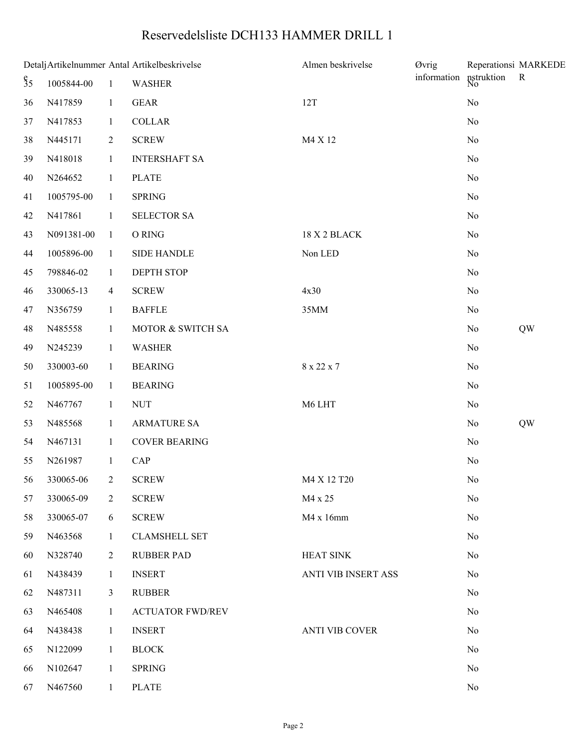# Reservedelsliste DCH133 HAMMER DRILL 1

| Detalje | Artikelnummer | Antal | Artikelbeskrivelse | Almen beskrivelse | Øvrig information | Reperationsinstruktion | MARKEDER |
|---|---|---|---|---|---|---|---|
| 35 | 1005844-00 | 1 | WASHER | | | No | |
| 36 | N417859 | 1 | GEAR | 12T | | No | |
| 37 | N417853 | 1 | COLLAR | | | No | |
| 38 | N445171 | 2 | SCREW | M4 X 12 | | No | |
| 39 | N418018 | 1 | INTERSHAFT SA | | | No | |
| 40 | N264652 | 1 | PLATE | | | No | |
| 41 | 1005795-00 | 1 | SPRING | | | No | |
| 42 | N417861 | 1 | SELECTOR SA | | | No | |
| 43 | N091381-00 | 1 | O RING | 18 X 2 BLACK | | No | |
| 44 | 1005896-00 | 1 | SIDE HANDLE | Non LED | | No | |
| 45 | 798846-02 | 1 | DEPTH STOP | | | No | |
| 46 | 330065-13 | 4 | SCREW | 4x30 | | No | |
| 47 | N356759 | 1 | BAFFLE | 35MM | | No | |
| 48 | N485558 | 1 | MOTOR & SWITCH SA | | | No | QW |
| 49 | N245239 | 1 | WASHER | | | No | |
| 50 | 330003-60 | 1 | BEARING | 8 x 22 x 7 | | No | |
| 51 | 1005895-00 | 1 | BEARING | | | No | |
| 52 | N467767 | 1 | NUT | M6 LHT | | No | |
| 53 | N485568 | 1 | ARMATURE SA | | | No | QW |
| 54 | N467131 | 1 | COVER BEARING | | | No | |
| 55 | N261987 | 1 | CAP | | | No | |
| 56 | 330065-06 | 2 | SCREW | M4 X 12 T20 | | No | |
| 57 | 330065-09 | 2 | SCREW | M4 x 25 | | No | |
| 58 | 330065-07 | 6 | SCREW | M4 x 16mm | | No | |
| 59 | N463568 | 1 | CLAMSHELL SET | | | No | |
| 60 | N328740 | 2 | RUBBER PAD | HEAT SINK | | No | |
| 61 | N438439 | 1 | INSERT | ANTI VIB INSERT ASS | | No | |
| 62 | N487311 | 3 | RUBBER | | | No | |
| 63 | N465408 | 1 | ACTUATOR FWD/REV | | | No | |
| 64 | N438438 | 1 | INSERT | ANTI VIB COVER | | No | |
| 65 | N122099 | 1 | BLOCK | | | No | |
| 66 | N102647 | 1 | SPRING | | | No | |
| 67 | N467560 | 1 | PLATE | | | No | |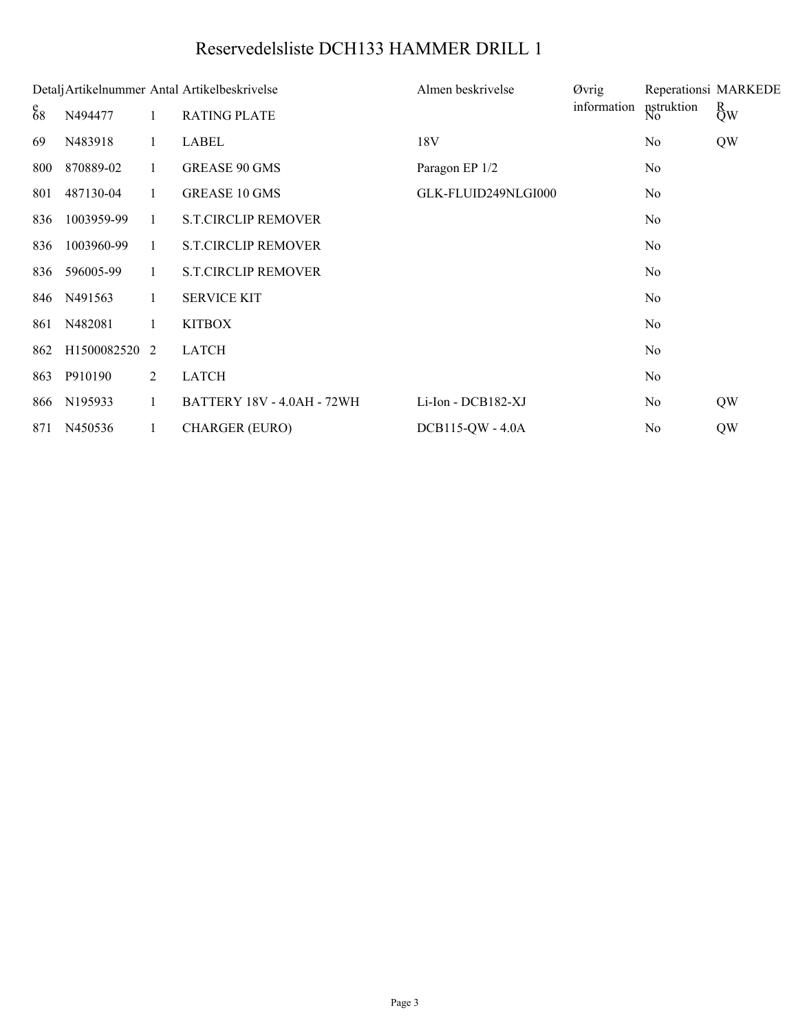# Reservedelsliste DCH133 HAMMER DRILL 1

| Detalje | Artikelnummer | Antal | Artikelbeskrivelse | Almen beskrivelse | Øvrig information | Reperationsinstruktion | MARKEDER |
|---|---|---|---|---|---|---|---|
| 68 | N494477 | 1 | RATING PLATE | | | No | QW |
| 69 | N483918 | 1 | LABEL | 18V | | No | QW |
| 800 | 870889-02 | 1 | GREASE 90 GMS | Paragon EP 1/2 | | No | |
| 801 | 487130-04 | 1 | GREASE 10 GMS | GLK-FLUID249NLGI000 | | No | |
| 836 | 1003959-99 | 1 | S.T.CIRCLIP REMOVER | | | No | |
| 836 | 1003960-99 | 1 | S.T.CIRCLIP REMOVER | | | No | |
| 836 | 596005-99 | 1 | S.T.CIRCLIP REMOVER | | | No | |
| 846 | N491563 | 1 | SERVICE KIT | | | No | |
| 861 | N482081 | 1 | KITBOX | | | No | |
| 862 | H1500082520 | 2 | LATCH | | | No | |
| 863 | P910190 | 2 | LATCH | | | No | |
| 866 | N195933 | 1 | BATTERY 18V - 4.0AH - 72WH | Li-Ion - DCB182-XJ | | No | QW |
| 871 | N450536 | 1 | CHARGER (EURO) | DCB115-QW - 4.0A | | No | QW |